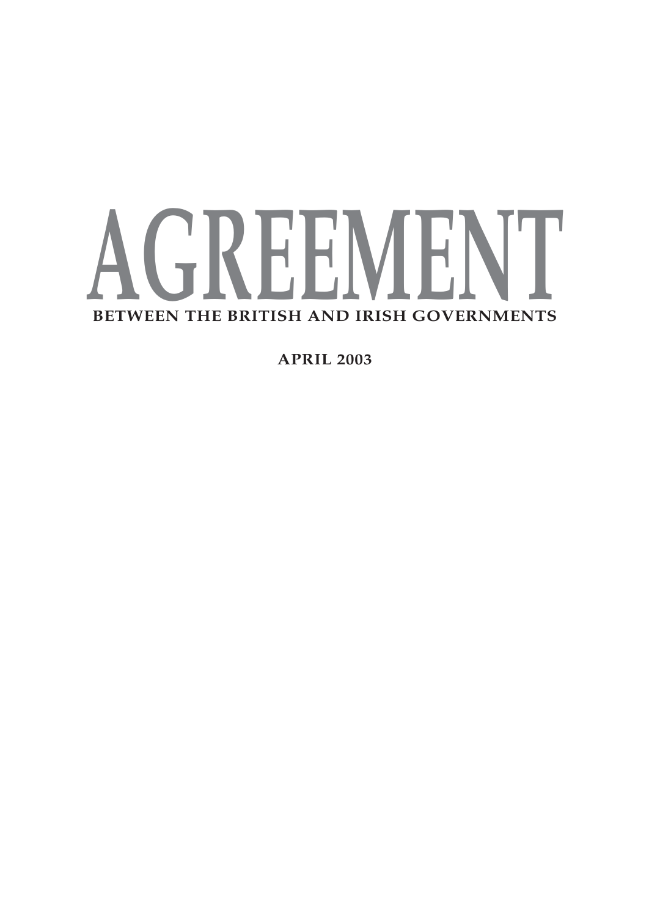# AGREEMENT

**BETWEEN THE BRITISH AND IRISH GOVERNMENTS**

**APRIL 2003**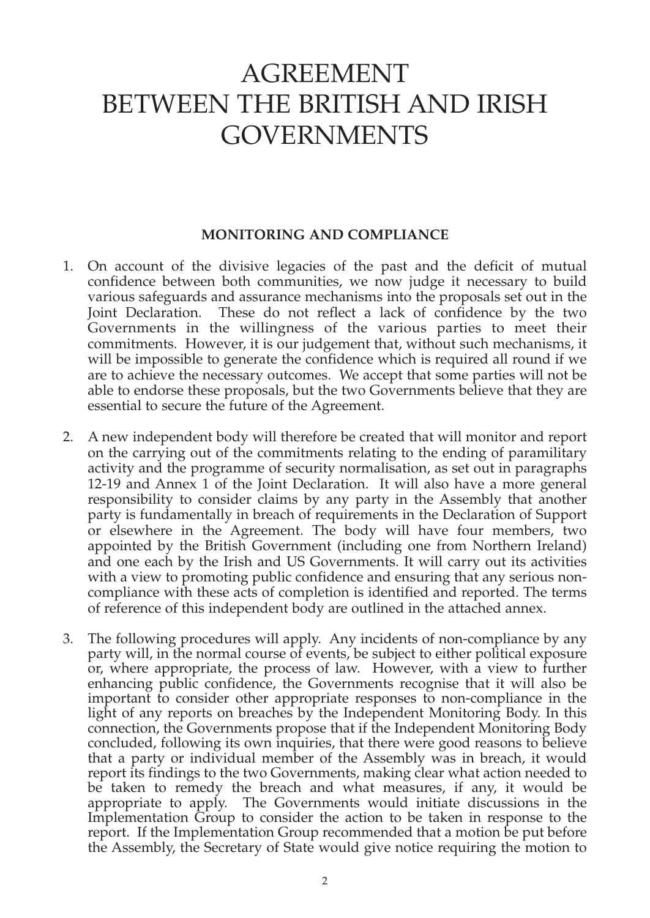# AGREEMENT BETWEEN THE BRITISH AND IRISH GOVERNMENTS

**MONITORING AND COMPLIANCE**

1. On account of the divisive legacies of the past and the deficit of mutual confidence between both communities, we now judge it necessary to build various safeguards and assurance mechanisms into the proposals set out in the Joint Declaration. These do not reflect a lack of confidence by the two Governments in the willingness of the various parties to meet their commitments. However, it is our judgement that, without such mechanisms, it will be impossible to generate the confidence which is required all round if we are to achieve the necessary outcomes. We accept that some parties will not be able to endorse these proposals, but the two Governments believe that they are essential to secure the future of the Agreement.

2. A new independent body will therefore be created that will monitor and report on the carrying out of the commitments relating to the ending of paramilitary activity and the programme of security normalisation, as set out in paragraphs 12-19 and Annex 1 of the Joint Declaration. It will also have a more general responsibility to consider claims by any party in the Assembly that another party is fundamentally in breach of requirements in the Declaration of Support or elsewhere in the Agreement. The body will have four members, two appointed by the British Government (including one from Northern Ireland) and one each by the Irish and US Governments. It will carry out its activities with a view to promoting public confidence and ensuring that any serious non-compliance with these acts of completion is identified and reported. The terms of reference of this independent body are outlined in the attached annex.

3. The following procedures will apply. Any incidents of non-compliance by any party will, in the normal course of events, be subject to either political exposure or, where appropriate, the process of law. However, with a view to further enhancing public confidence, the Governments recognise that it will also be important to consider other appropriate responses to non-compliance in the light of any reports on breaches by the Independent Monitoring Body. In this connection, the Governments propose that if the Independent Monitoring Body concluded, following its own inquiries, that there were good reasons to believe that a party or individual member of the Assembly was in breach, it would report its findings to the two Governments, making clear what action needed to be taken to remedy the breach and what measures, if any, it would be appropriate to apply. The Governments would initiate discussions in the Implementation Group to consider the action to be taken in response to the report. If the Implementation Group recommended that a motion be put before the Assembly, the Secretary of State would give notice requiring the motion to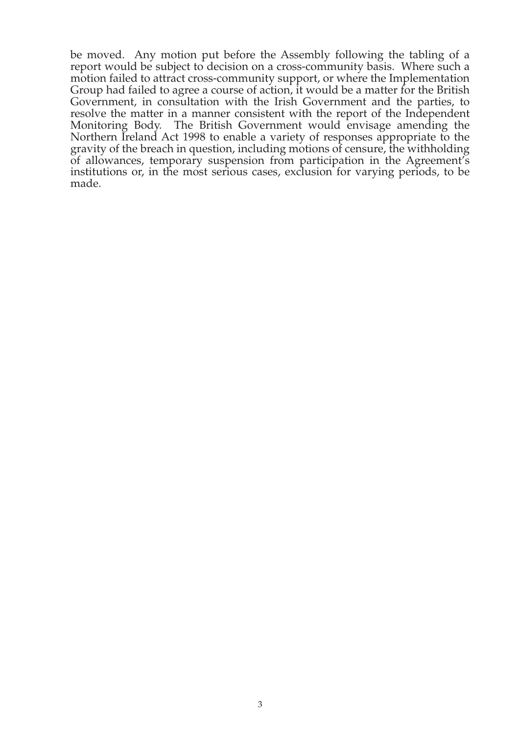be moved. Any motion put before the Assembly following the tabling of a report would be subject to decision on a cross-community basis. Where such a motion failed to attract cross-community support, or where the Implementation Group had failed to agree a course of action, it would be a matter for the British Government, in consultation with the Irish Government and the parties, to resolve the matter in a manner consistent with the report of the Independent Monitoring Body. The British Government would envisage amending the Northern Ireland Act 1998 to enable a variety of responses appropriate to the gravity of the breach in question, including motions of censure, the withholding of allowances, temporary suspension from participation in the Agreement's institutions or, in the most serious cases, exclusion for varying periods, to be made.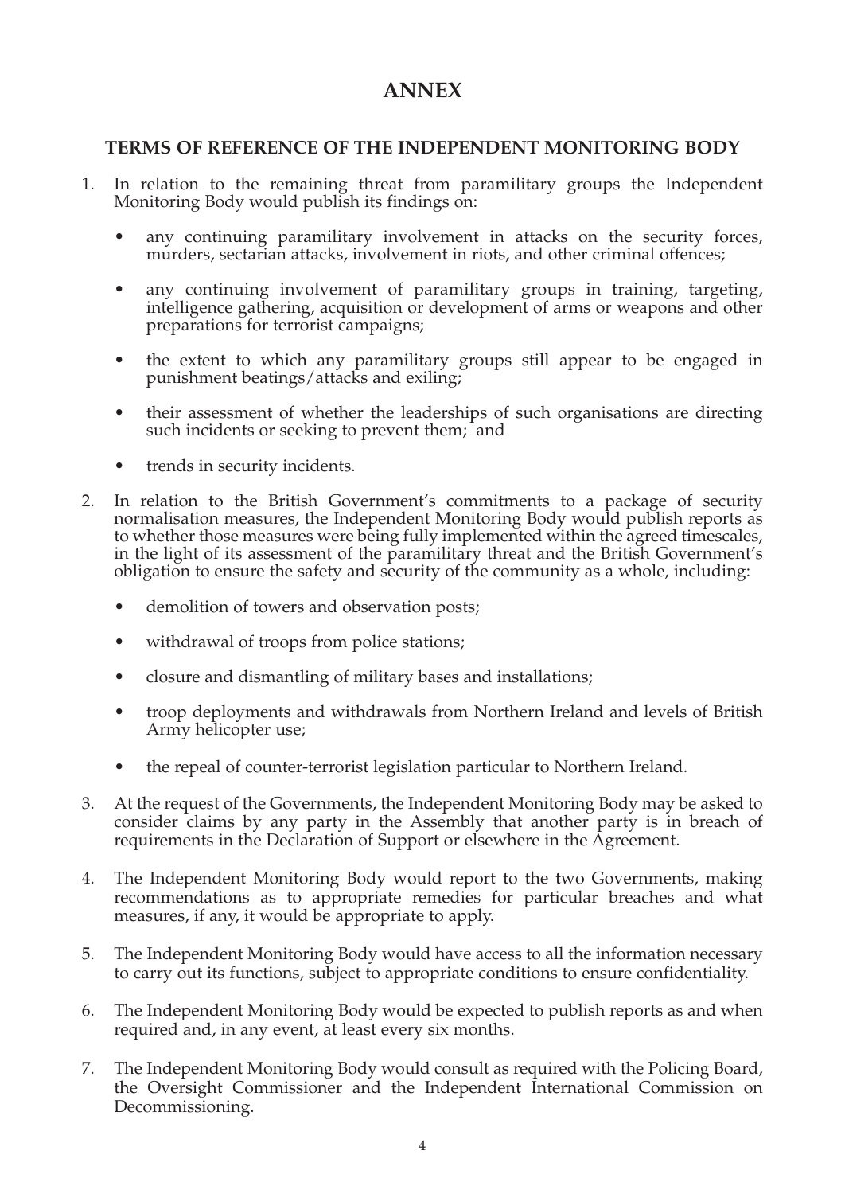# ANNEX

## TERMS OF REFERENCE OF THE INDEPENDENT MONITORING BODY

1. In relation to the remaining threat from paramilitary groups the Independent Monitoring Body would publish its findings on:

   - any continuing paramilitary involvement in attacks on the security forces, murders, sectarian attacks, involvement in riots, and other criminal offences;
   - any continuing involvement of paramilitary groups in training, targeting, intelligence gathering, acquisition or development of arms or weapons and other preparations for terrorist campaigns;
   - the extent to which any paramilitary groups still appear to be engaged in punishment beatings/attacks and exiling;
   - their assessment of whether the leaderships of such organisations are directing such incidents or seeking to prevent them; and
   - trends in security incidents.

2. In relation to the British Government's commitments to a package of security normalisation measures, the Independent Monitoring Body would publish reports as to whether those measures were being fully implemented within the agreed timescales, in the light of its assessment of the paramilitary threat and the British Government's obligation to ensure the safety and security of the community as a whole, including:

   - demolition of towers and observation posts;
   - withdrawal of troops from police stations;
   - closure and dismantling of military bases and installations;
   - troop deployments and withdrawals from Northern Ireland and levels of British Army helicopter use;
   - the repeal of counter-terrorist legislation particular to Northern Ireland.

3. At the request of the Governments, the Independent Monitoring Body may be asked to consider claims by any party in the Assembly that another party is in breach of requirements in the Declaration of Support or elsewhere in the Agreement.

4. The Independent Monitoring Body would report to the two Governments, making recommendations as to appropriate remedies for particular breaches and what measures, if any, it would be appropriate to apply.

5. The Independent Monitoring Body would have access to all the information necessary to carry out its functions, subject to appropriate conditions to ensure confidentiality.

6. The Independent Monitoring Body would be expected to publish reports as and when required and, in any event, at least every six months.

7. The Independent Monitoring Body would consult as required with the Policing Board, the Oversight Commissioner and the Independent International Commission on Decommissioning.